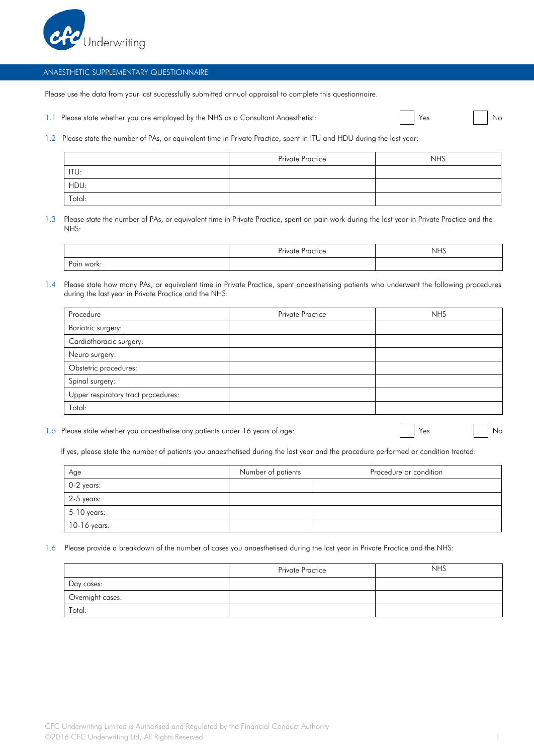# ANAESTHETIC SUPPLEMENTARY QUESTIONNAIRE

Please use the data from your last successfully submitted annual appraisal to complete this questionnaire.

1.1 Please state whether you are employed by the NHS as a Consultant Anaesthetist: ☐ Yes ☐ No

1.2 Please state the number of PAs, or equivalent time in Private Practice, spent in ITU and HDU during the last year:

| | Private Practice | NHS |
|---|---|---|
| ITU: | | |
| HDU: | | |
| Total: | | |

1.3 Please state the number of PAs, or equivalent time in Private Practice, spent on pain work during the last year in Private Practice and the NHS:

| | Private Practice | NHS |
|---|---|---|
| Pain work: | | |

1.4 Please state how many PAs, or equivalent time in Private Practice, spent anaesthetising patients who underwent the following procedures during the last year in Private Practice and the NHS:

| Procedure | Private Practice | NHS |
|---|---|---|
| Bariatric surgery: | | |
| Cardiothoracic surgery: | | |
| Neuro surgery: | | |
| Obstetric procedures: | | |
| Spinal surgery: | | |
| Upper respiratory tract procedures: | | |
| Total: | | |

1.5 Please state whether you anaesthetise any patients under 16 years of age: ☐ Yes ☐ No

If yes, please state the number of patients you anaesthetised during the last year and the procedure performed or condition treated:

| Age | Number of patients | Procedure or condition |
|---|---|---|
| 0-2 years: | | |
| 2-5 years: | | |
| 5-10 years: | | |
| 10-16 years: | | |

1.6 Please provide a breakdown of the number of cases you anaesthetised during the last year in Private Practice and the NHS:

| | Private Practice | NHS |
|---|---|---|
| Day cases: | | |
| Overnight cases: | | |
| Total: | | |

CFC Underwriting Limited is Authorised and Regulated by the Financial Conduct Authority
©2016 CFC Underwriting Ltd, All Rights Reserved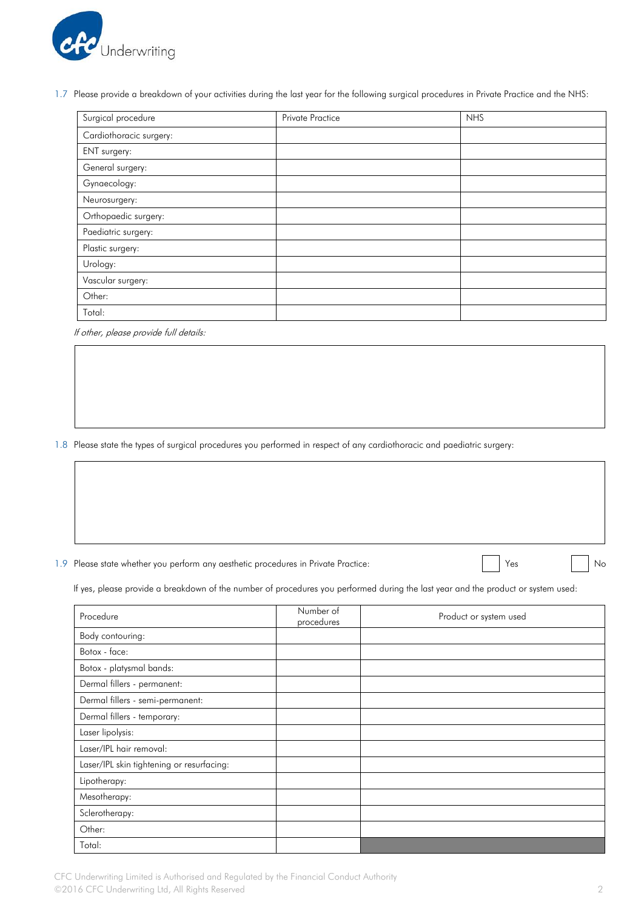1.7 Please provide a breakdown of your activities during the last year for the following surgical procedures in Private Practice and the NHS:

| Surgical procedure | Private Practice | NHS |
|---|---|---|
| Cardiothoracic surgery: | | |
| ENT surgery: | | |
| General surgery: | | |
| Gynaecology: | | |
| Neurosurgery: | | |
| Orthopaedic surgery: | | |
| Paediatric surgery: | | |
| Plastic surgery: | | |
| Urology: | | |
| Vascular surgery: | | |
| Other: | | |
| Total: | | |

*If other, please provide full details:*

1.8 Please state the types of surgical procedures you performed in respect of any cardiothoracic and paediatric surgery:

1.9 Please state whether you perform any aesthetic procedures in Private Practice: ☐ Yes ☐ No

If yes, please provide a breakdown of the number of procedures you performed during the last year and the product or system used:

| Procedure | Number of procedures | Product or system used |
|---|---|---|
| Body contouring: | | |
| Botox - face: | | |
| Botox - platysmal bands: | | |
| Dermal fillers - permanent: | | |
| Dermal fillers - semi-permanent: | | |
| Dermal fillers - temporary: | | |
| Laser lipolysis: | | |
| Laser/IPL hair removal: | | |
| Laser/IPL skin tightening or resurfacing: | | |
| Lipotherapy: | | |
| Mesotherapy: | | |
| Sclerotherapy: | | |
| Other: | | |
| Total: | | |

CFC Underwriting Limited is Authorised and Regulated by the Financial Conduct Authority
©2016 CFC Underwriting Ltd, All Rights Reserved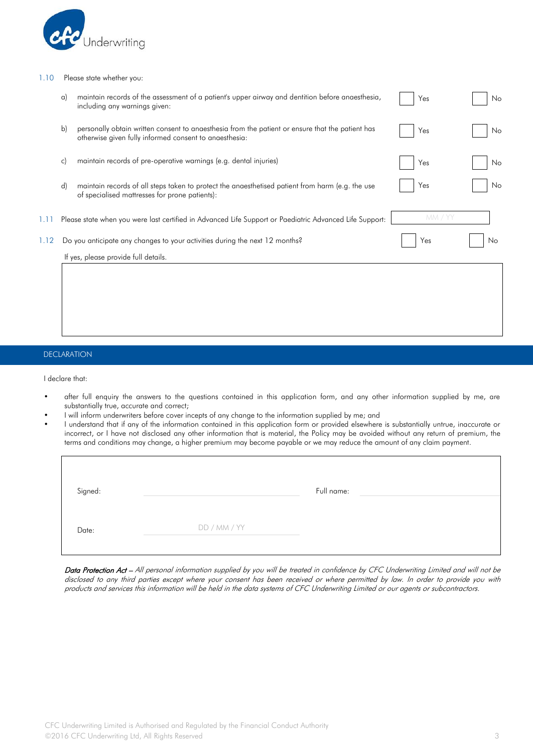1.10 Please state whether you:

a) maintain records of the assessment of a patient's upper airway and dentition before anaesthesia, including any warnings given: ☐ Yes ☐ No

b) personally obtain written consent to anaesthesia from the patient or ensure that the patient has otherwise given fully informed consent to anaesthesia: ☐ Yes ☐ No

c) maintain records of pre-operative warnings (e.g. dental injuries) ☐ Yes ☐ No

d) maintain records of all steps taken to protect the anaesthetised patient from harm (e.g. the use of specialised mattresses for prone patients): ☐ Yes ☐ No

1.11 Please state when you were last certified in Advanced Life Support or Paediatric Advanced Life Support: MM / YY

1.12 Do you anticipate any changes to your activities during the next 12 months? ☐ Yes ☐ No

If yes, please provide full details.

## DECLARATION

I declare that:

- after full enquiry the answers to the questions contained in this application form, and any other information supplied by me, are substantially true, accurate and correct;
- I will inform underwriters before cover incepts of any change to the information supplied by me; and
- I understand that if any of the information contained in this application form or provided elsewhere is substantially untrue, inaccurate or incorrect, or I have not disclosed any other information that is material, the Policy may be avoided without any return of premium, the terms and conditions may change, a higher premium may become payable or we may reduce the amount of any claim payment.

Signed: ____________________ Full name: ____________________

Date: DD / MM / YY

*Data Protection Act – All personal information supplied by you will be treated in confidence by CFC Underwriting Limited and will not be disclosed to any third parties except where your consent has been received or where permitted by law. In order to provide you with products and services this information will be held in the data systems of CFC Underwriting Limited or our agents or subcontractors.*

CFC Underwriting Limited is Authorised and Regulated by the Financial Conduct Authority
©2016 CFC Underwriting Ltd, All Rights Reserved